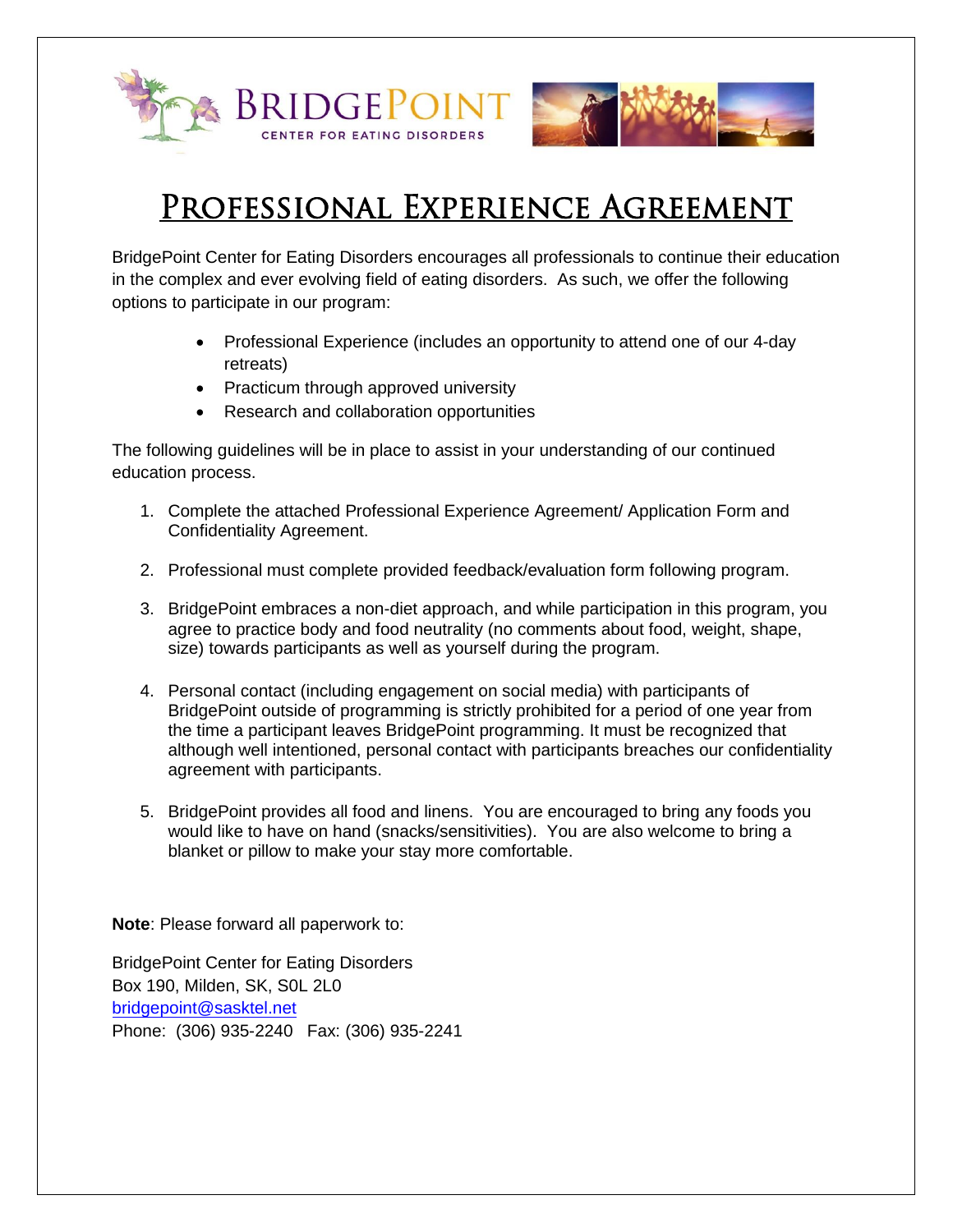BRIDGEPOINT
CENTER FOR EATING DISORDERS

# PROFESSIONAL EXPERIENCE AGREEMENT

BridgePoint Center for Eating Disorders encourages all professionals to continue their education in the complex and ever evolving field of eating disorders. As such, we offer the following options to participate in our program:

- Professional Experience (includes an opportunity to attend one of our 4-day retreats)
- Practicum through approved university
- Research and collaboration opportunities

The following guidelines will be in place to assist in your understanding of our continued education process.

1. Complete the attached Professional Experience Agreement/ Application Form and Confidentiality Agreement.

2. Professional must complete provided feedback/evaluation form following program.

3. BridgePoint embraces a non-diet approach, and while participation in this program, you agree to practice body and food neutrality (no comments about food, weight, shape, size) towards participants as well as yourself during the program.

4. Personal contact (including engagement on social media) with participants of BridgePoint outside of programming is strictly prohibited for a period of one year from the time a participant leaves BridgePoint programming. It must be recognized that although well intentioned, personal contact with participants breaches our confidentiality agreement with participants.

5. BridgePoint provides all food and linens. You are encouraged to bring any foods you would like to have on hand (snacks/sensitivities). You are also welcome to bring a blanket or pillow to make your stay more comfortable.

**Note**: Please forward all paperwork to:

BridgePoint Center for Eating Disorders
Box 190, Milden, SK, S0L 2L0
bridgepoint@sasktel.net
Phone: (306) 935-2240 Fax: (306) 935-2241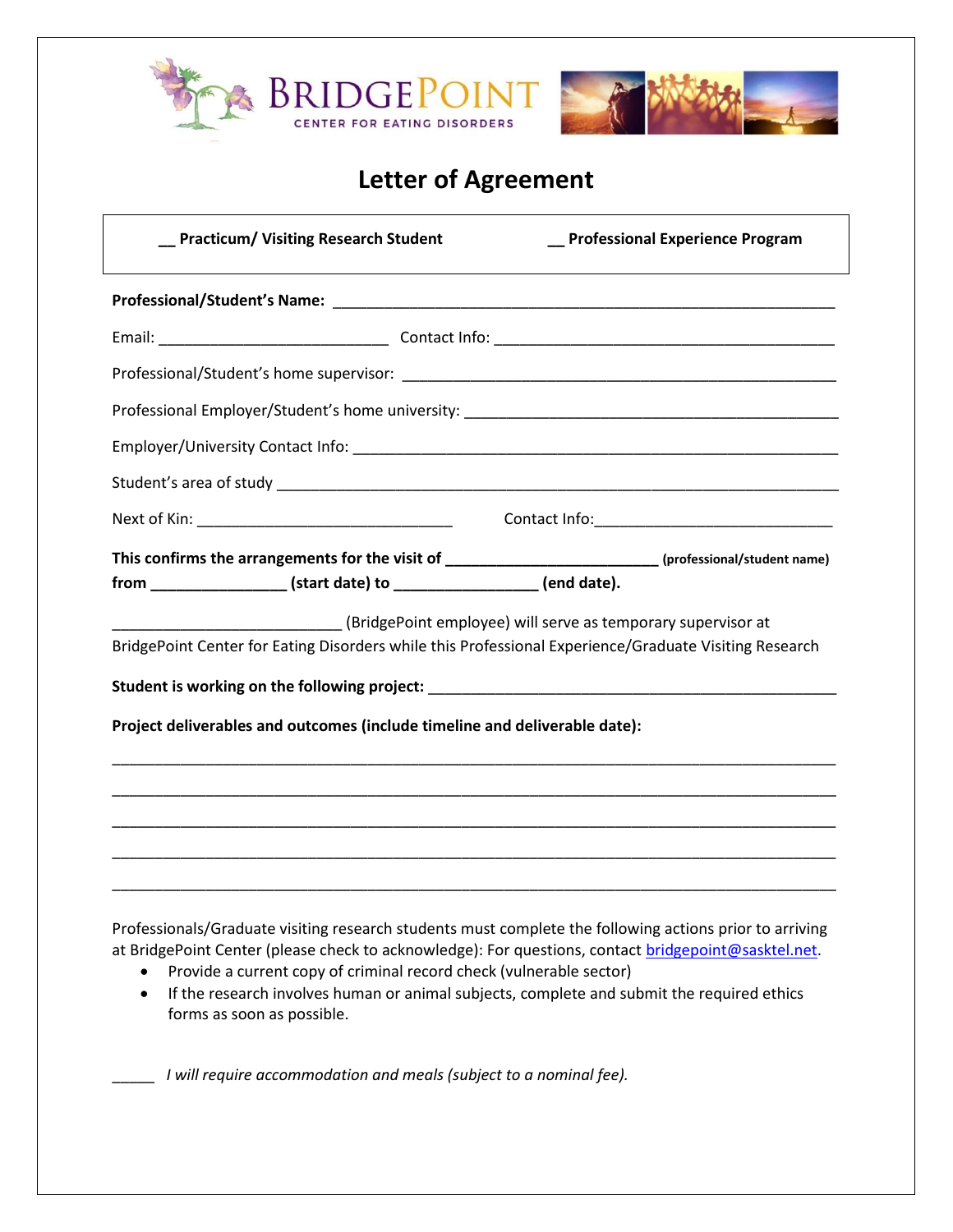BRIDGEPOINT
CENTER FOR EATING DISORDERS

# Letter of Agreement

__ **Practicum/ Visiting Research Student** __ **Professional Experience Program**

**Professional/Student's Name:** ____________________________________________________________

Email: ___________________________ Contact Info: _________________________________________

Professional/Student's home supervisor: _____________________________________________________

Professional Employer/Student's home university: _____________________________________________

Employer/University Contact Info: __________________________________________________________

Student's area of study ____________________________________________________________________

Next of Kin: ______________________________ Contact Info:____________________________

**This confirms the arrangements for the visit of ________________________ (professional/student name) from _______________ (start date) to ________________ (end date).**

___________________________ (BridgePoint employee) will serve as temporary supervisor at BridgePoint Center for Eating Disorders while this Professional Experience/Graduate Visiting Research

**Student is working on the following project:** ______________________________________________

**Project deliverables and outcomes (include timeline and deliverable date):**

_____________________________________________________________________________________

_____________________________________________________________________________________

_____________________________________________________________________________________

_____________________________________________________________________________________

_____________________________________________________________________________________

Professionals/Graduate visiting research students must complete the following actions prior to arriving at BridgePoint Center (please check to acknowledge): For questions, contact bridgepoint@sasktel.net.

- Provide a current copy of criminal record check (vulnerable sector)
- If the research involves human or animal subjects, complete and submit the required ethics forms as soon as possible.

_____ *I will require accommodation and meals (subject to a nominal fee).*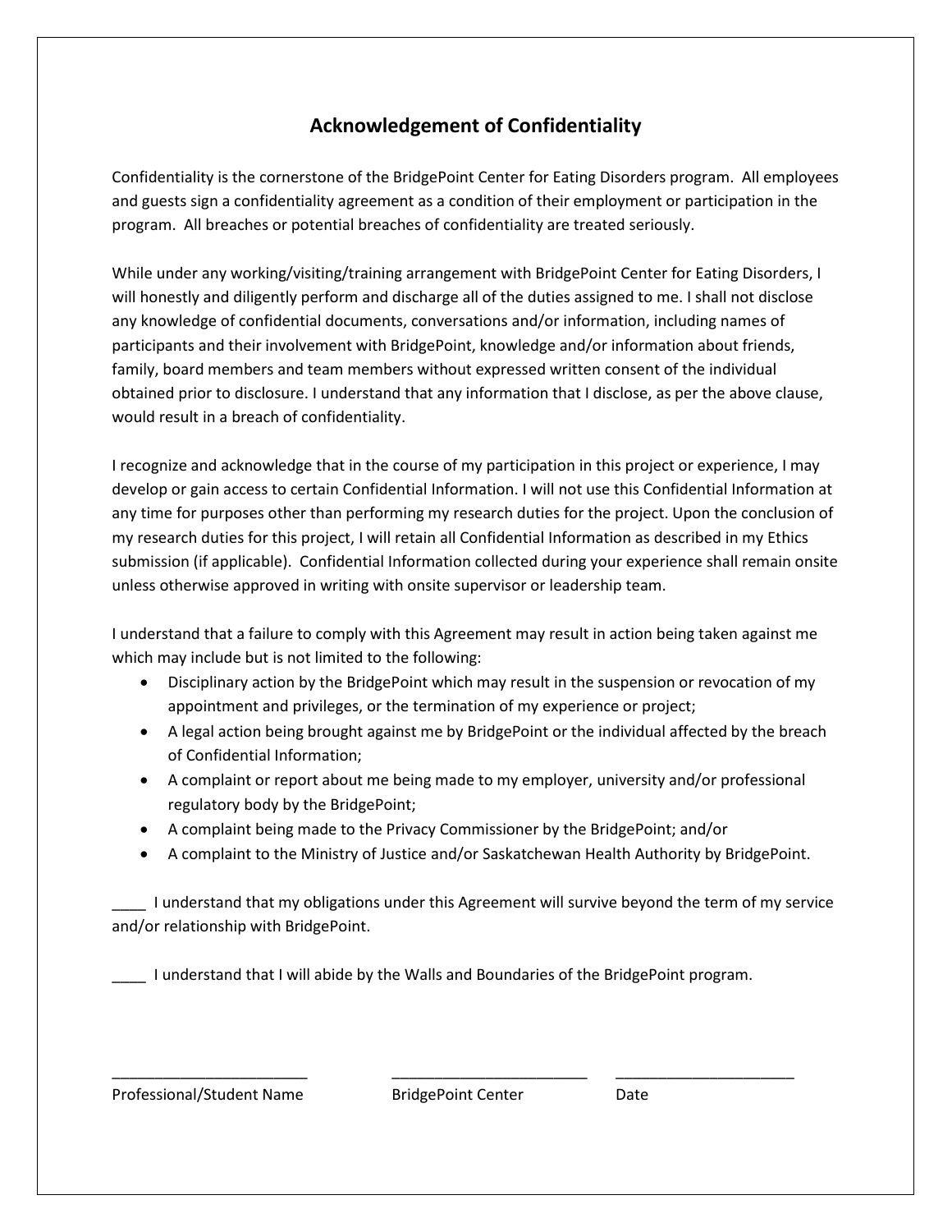# Acknowledgement of Confidentiality

Confidentiality is the cornerstone of the BridgePoint Center for Eating Disorders program. All employees and guests sign a confidentiality agreement as a condition of their employment or participation in the program. All breaches or potential breaches of confidentiality are treated seriously.

While under any working/visiting/training arrangement with BridgePoint Center for Eating Disorders, I will honestly and diligently perform and discharge all of the duties assigned to me. I shall not disclose any knowledge of confidential documents, conversations and/or information, including names of participants and their involvement with BridgePoint, knowledge and/or information about friends, family, board members and team members without expressed written consent of the individual obtained prior to disclosure. I understand that any information that I disclose, as per the above clause, would result in a breach of confidentiality.

I recognize and acknowledge that in the course of my participation in this project or experience, I may develop or gain access to certain Confidential Information. I will not use this Confidential Information at any time for purposes other than performing my research duties for the project. Upon the conclusion of my research duties for this project, I will retain all Confidential Information as described in my Ethics submission (if applicable). Confidential Information collected during your experience shall remain onsite unless otherwise approved in writing with onsite supervisor or leadership team.

I understand that a failure to comply with this Agreement may result in action being taken against me which may include but is not limited to the following:

- Disciplinary action by the BridgePoint which may result in the suspension or revocation of my appointment and privileges, or the termination of my experience or project;
- A legal action being brought against me by BridgePoint or the individual affected by the breach of Confidential Information;
- A complaint or report about me being made to my employer, university and/or professional regulatory body by the BridgePoint;
- A complaint being made to the Privacy Commissioner by the BridgePoint; and/or
- A complaint to the Ministry of Justice and/or Saskatchewan Health Authority by BridgePoint.

____ I understand that my obligations under this Agreement will survive beyond the term of my service and/or relationship with BridgePoint.

____ I understand that I will abide by the Walls and Boundaries of the BridgePoint program.

| | | |
|---|---|---|
| ________________________ | ________________________ | ______________________ |
| Professional/Student Name | BridgePoint Center | Date |